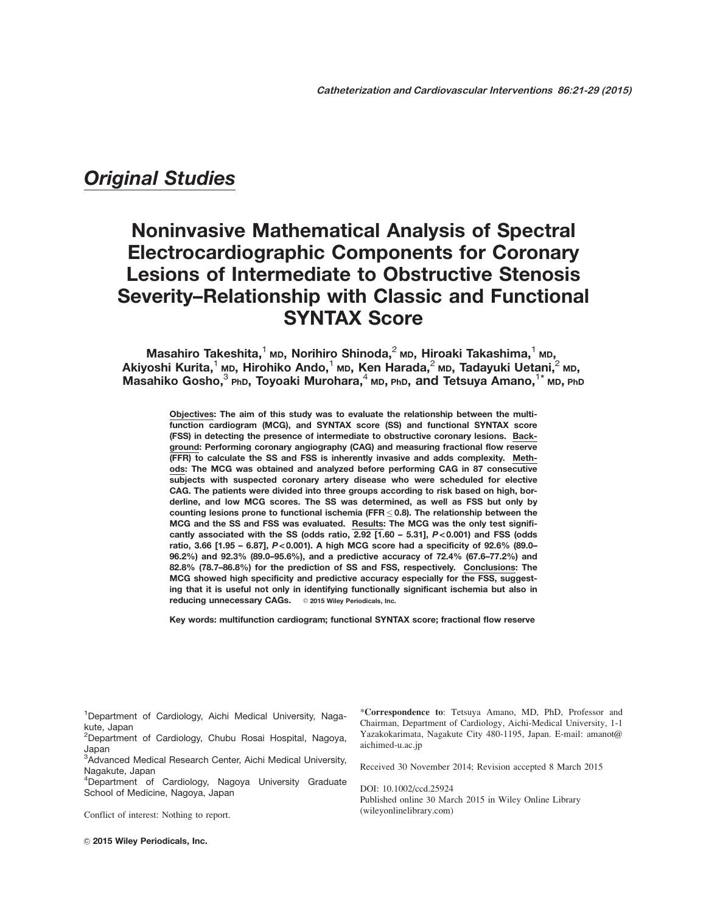## Original Studies

# Noninvasive Mathematical Analysis of Spectral Electrocardiographic Components for Coronary Lesions of Intermediate to Obstructive Stenosis Severity–Relationship with Classic and Functional SYNTAX Score

**Masahiro Takeshita,[1] MD, Norihiro Shinoda,[2] MD, Hiroaki Takashima,[1] MD, Akiyoshi Kurita,[1] MD, Hirohiko Ando,[1] MD, Ken Harada,[2] MD, Tadayuki Uetani,[2] MD, Masahiko Gosho,[3] PhD, Toyoaki Murohara,[4] MD, PhD, and Tetsuya Amano,[1]* MD, PhD**

**Objectives: The aim of this study was to evaluate the relationship between the multifunction cardiogram (MCG), and SYNTAX score (SS) and functional SYNTAX score (FSS) in detecting the presence of intermediate to obstructive coronary lesions. Background: Performing coronary angiography (CAG) and measuring fractional flow reserve (FFR) to calculate the SS and FSS is inherently invasive and adds complexity. Methods: The MCG was obtained and analyzed before performing CAG in 87 consecutive subjects with suspected coronary artery disease who were scheduled for elective CAG. The patients were divided into three groups according to risk based on high, borderline, and low MCG scores. The SS was determined, as well as FSS but only by counting lesions prone to functional ischemia (FFR $\leq$ 0.8). The relationship between the MCG and the SS and FSS was evaluated. Results: The MCG was the only test significantly associated with the SS (odds ratio, 2.92 [1.60 – 5.31], $P < 0.001$) and FSS (odds ratio, 3.66 [1.95 – 6.87], $P < 0.001$). A high MCG score had a specificity of 92.6% (89.0–96.2%) and 92.3% (89.0–95.6%), and a predictive accuracy of 72.4% (67.6–77.2%) and 82.8% (78.7–86.8%) for the prediction of SS and FSS, respectively. Conclusions: The MCG showed high specificity and predictive accuracy especially for the FSS, suggesting that it is useful not only in identifying functionally significant ischemia but also in reducing unnecessary CAGs.** © 2015 Wiley Periodicals, Inc.

**Key words: multifunction cardiogram; functional SYNTAX score; fractional flow reserve**

[1]Department of Cardiology, Aichi Medical University, Nagakute, Japan
[2]Department of Cardiology, Chubu Rosai Hospital, Nagoya, Japan
[3]Advanced Medical Research Center, Aichi Medical University, Nagakute, Japan
[4]Department of Cardiology, Nagoya University Graduate School of Medicine, Nagoya, Japan

Conflict of interest: Nothing to report.

*Correspondence to: Tetsuya Amano, MD, PhD, Professor and Chairman, Department of Cardiology, Aichi-Medical University, 1-1 Yazakokarimata, Nagakute City 480-1195, Japan. E-mail: amanot@aichimed-u.ac.jp

Received 30 November 2014; Revision accepted 8 March 2015

DOI: 10.1002/ccd.25924
Published online 30 March 2015 in Wiley Online Library (wileyonlinelibrary.com)

© 2015 Wiley Periodicals, Inc.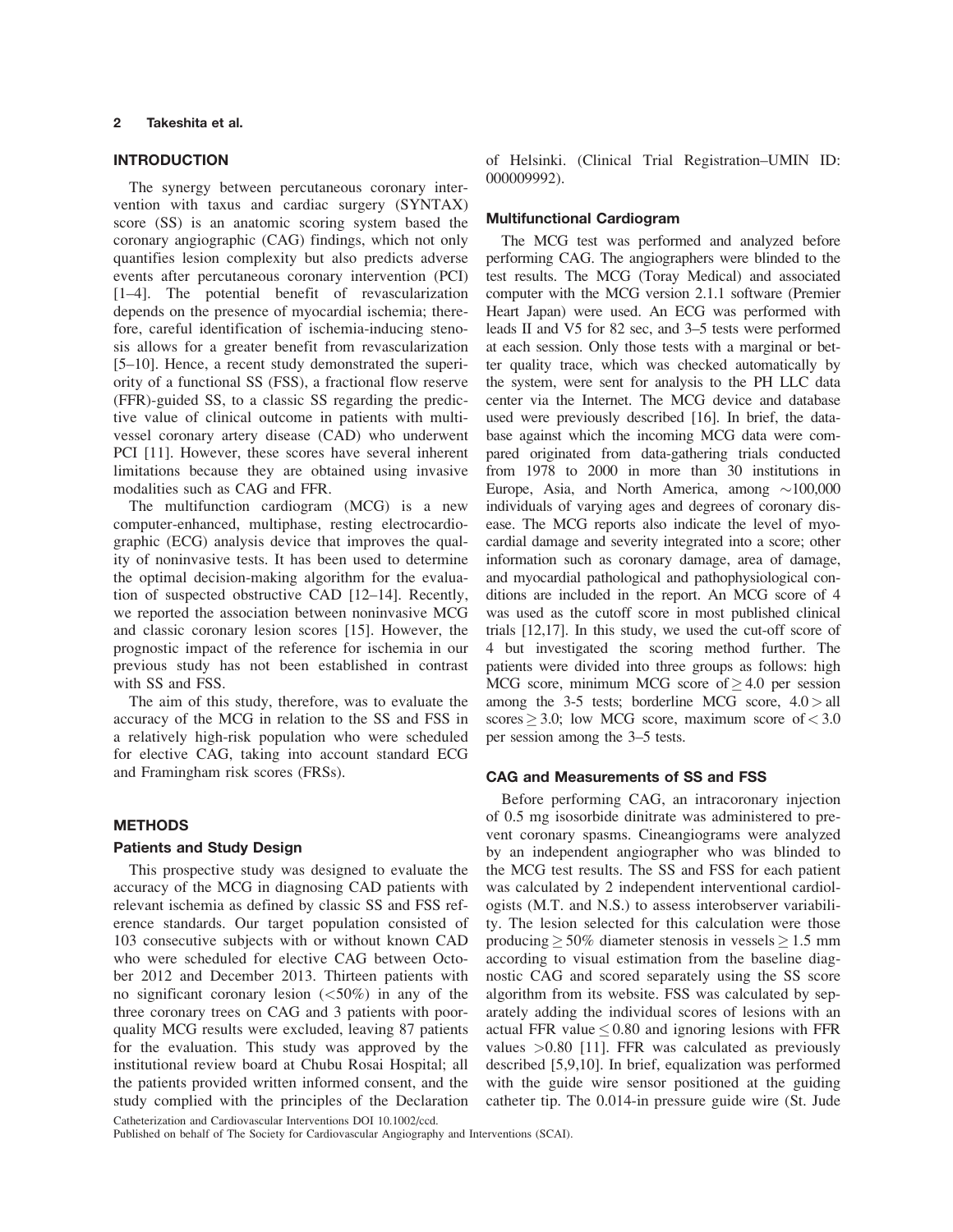## INTRODUCTION

The synergy between percutaneous coronary intervention with taxus and cardiac surgery (SYNTAX) score (SS) is an anatomic scoring system based the coronary angiographic (CAG) findings, which not only quantifies lesion complexity but also predicts adverse events after percutaneous coronary intervention (PCI) [1–4]. The potential benefit of revascularization depends on the presence of myocardial ischemia; therefore, careful identification of ischemia-inducing stenosis allows for a greater benefit from revascularization [5–10]. Hence, a recent study demonstrated the superiority of a functional SS (FSS), a fractional flow reserve (FFR)-guided SS, to a classic SS regarding the predictive value of clinical outcome in patients with multivessel coronary artery disease (CAD) who underwent PCI [11]. However, these scores have several inherent limitations because they are obtained using invasive modalities such as CAG and FFR.

The multifunction cardiogram (MCG) is a new computer-enhanced, multiphase, resting electrocardiographic (ECG) analysis device that improves the quality of noninvasive tests. It has been used to determine the optimal decision-making algorithm for the evaluation of suspected obstructive CAD [12–14]. Recently, we reported the association between noninvasive MCG and classic coronary lesion scores [15]. However, the prognostic impact of the reference for ischemia in our previous study has not been established in contrast with SS and FSS.

The aim of this study, therefore, was to evaluate the accuracy of the MCG in relation to the SS and FSS in a relatively high-risk population who were scheduled for elective CAG, taking into account standard ECG and Framingham risk scores (FRSs).

## METHODS

### Patients and Study Design

This prospective study was designed to evaluate the accuracy of the MCG in diagnosing CAD patients with relevant ischemia as defined by classic SS and FSS reference standards. Our target population consisted of 103 consecutive subjects with or without known CAD who were scheduled for elective CAG between October 2012 and December 2013. Thirteen patients with no significant coronary lesion (<50%) in any of the three coronary trees on CAG and 3 patients with poor-quality MCG results were excluded, leaving 87 patients for the evaluation. This study was approved by the institutional review board at Chubu Rosai Hospital; all the patients provided written informed consent, and the study complied with the principles of the Declaration of Helsinki. (Clinical Trial Registration–UMIN ID: 000009992).

### Multifunctional Cardiogram

The MCG test was performed and analyzed before performing CAG. The angiographers were blinded to the test results. The MCG (Toray Medical) and associated computer with the MCG version 2.1.1 software (Premier Heart Japan) were used. An ECG was performed with leads II and V5 for 82 sec, and 3–5 tests were performed at each session. Only those tests with a marginal or better quality trace, which was checked automatically by the system, were sent for analysis to the PH LLC data center via the Internet. The MCG device and database used were previously described [16]. In brief, the database against which the incoming MCG data were compared originated from data-gathering trials conducted from 1978 to 2000 in more than 30 institutions in Europe, Asia, and North America, among ~100,000 individuals of varying ages and degrees of coronary disease. The MCG reports also indicate the level of myocardial damage and severity integrated into a score; other information such as coronary damage, area of damage, and myocardial pathological and pathophysiological conditions are included in the report. An MCG score of 4 was used as the cutoff score in most published clinical trials [12,17]. In this study, we used the cut-off score of 4 but investigated the scoring method further. The patients were divided into three groups as follows: high MCG score, minimum MCG score of $\geq 4.0$ per session among the 3-5 tests; borderline MCG score, $4.0 >$ all scores $\geq 3.0$; low MCG score, maximum score of $< 3.0$ per session among the 3–5 tests.

### CAG and Measurements of SS and FSS

Before performing CAG, an intracoronary injection of 0.5 mg isosorbide dinitrate was administered to prevent coronary spasms. Cineangiograms were analyzed by an independent angiographer who was blinded to the MCG test results. The SS and FSS for each patient was calculated by 2 independent interventional cardiologists (M.T. and N.S.) to assess interobserver variability. The lesion selected for this calculation were those producing $\geq 50\%$ diameter stenosis in vessels $\geq 1.5$ mm according to visual estimation from the baseline diagnostic CAG and scored separately using the SS score algorithm from its website. FSS was calculated by separately adding the individual scores of lesions with an actual FFR value $\leq 0.80$ and ignoring lesions with FFR values $>0.80$ [11]. FFR was calculated as previously described [5,9,10]. In brief, equalization was performed with the guide wire sensor positioned at the guiding catheter tip. The 0.014-in pressure guide wire (St. Jude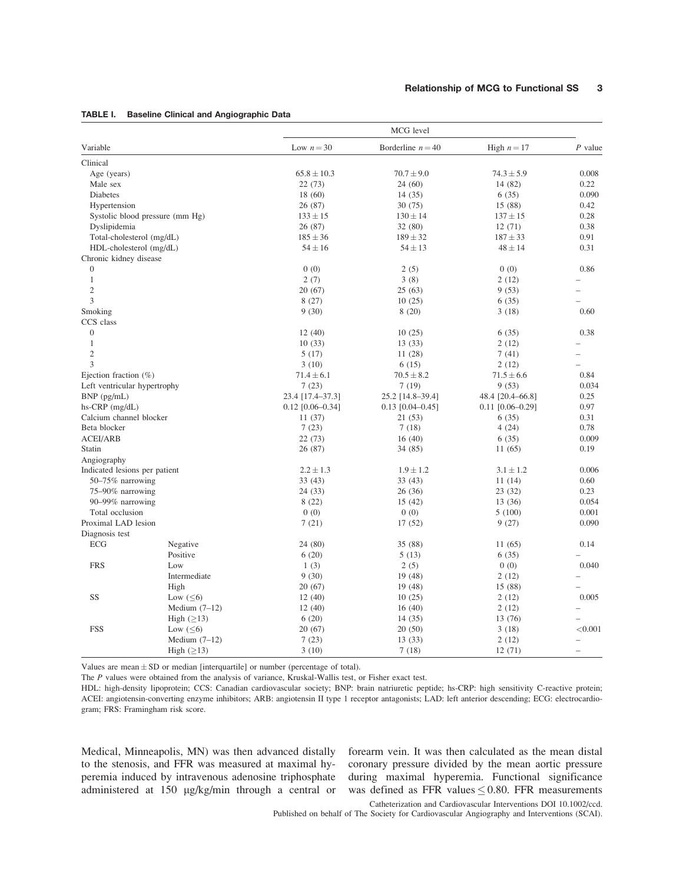**TABLE I. Baseline Clinical and Angiographic Data**

| Variable | | MCG level | | | P value |
|---|---|---|---|---|---|
| | | Low $n=30$ | Borderline $n=40$ | High $n=17$ | |
| Clinical | | | | | |
| Age (years) | | $65.8 \pm 10.3$ | $70.7 \pm 9.0$ | $74.3 \pm 5.9$ | 0.008 |
| Male sex | | 22 (73) | 24 (60) | 14 (82) | 0.22 |
| Diabetes | | 18 (60) | 14 (35) | 6 (35) | 0.090 |
| Hypertension | | 26 (87) | 30 (75) | 15 (88) | 0.42 |
| Systolic blood pressure (mm Hg) | | $133 \pm 15$ | $130 \pm 14$ | $137 \pm 15$ | 0.28 |
| Dyslipidemia | | 26 (87) | 32 (80) | 12 (71) | 0.38 |
| Total-cholesterol (mg/dL) | | $185 \pm 36$ | $189 \pm 32$ | $187 \pm 33$ | 0.91 |
| HDL-cholesterol (mg/dL) | | $54 \pm 16$ | $54 \pm 13$ | $48 \pm 14$ | 0.31 |
| Chronic kidney disease | | | | | |
| 0 | | 0 (0) | 2 (5) | 0 (0) | 0.86 |
| 1 | | 2 (7) | 3 (8) | 2 (12) | – |
| 2 | | 20 (67) | 25 (63) | 9 (53) | – |
| 3 | | 8 (27) | 10 (25) | 6 (35) | – |
| Smoking | | 9 (30) | 8 (20) | 3 (18) | 0.60 |
| CCS class | | | | | |
| 0 | | 12 (40) | 10 (25) | 6 (35) | 0.38 |
| 1 | | 10 (33) | 13 (33) | 2 (12) | – |
| 2 | | 5 (17) | 11 (28) | 7 (41) | – |
| 3 | | 3 (10) | 6 (15) | 2 (12) | – |
| Ejection fraction (%) | | $71.4 \pm 6.1$ | $70.5 \pm 8.2$ | $71.5 \pm 6.6$ | 0.84 |
| Left ventricular hypertrophy | | 7 (23) | 7 (19) | 9 (53) | 0.034 |
| BNP (pg/mL) | | 23.4 [17.4–37.3] | 25.2 [14.8–39.4] | 48.4 [20.4–66.8] | 0.25 |
| hs-CRP (mg/dL) | | 0.12 [0.06–0.34] | 0.13 [0.04–0.45] | 0.11 [0.06–0.29] | 0.97 |
| Calcium channel blocker | | 11 (37) | 21 (53) | 6 (35) | 0.31 |
| Beta blocker | | 7 (23) | 7 (18) | 4 (24) | 0.78 |
| ACEI/ARB | | 22 (73) | 16 (40) | 6 (35) | 0.009 |
| Statin | | 26 (87) | 34 (85) | 11 (65) | 0.19 |
| Angiography | | | | | |
| Indicated lesions per patient | | $2.2 \pm 1.3$ | $1.9 \pm 1.2$ | $3.1 \pm 1.2$ | 0.006 |
| 50–75% narrowing | | 33 (43) | 33 (43) | 11 (14) | 0.60 |
| 75–90% narrowing | | 24 (33) | 26 (36) | 23 (32) | 0.23 |
| 90–99% narrowing | | 8 (22) | 15 (42) | 13 (36) | 0.054 |
| Total occlusion | | 0 (0) | 0 (0) | 5 (100) | 0.001 |
| Proximal LAD lesion | | 7 (21) | 17 (52) | 9 (27) | 0.090 |
| Diagnosis test | | | | | |
| ECG | Negative | 24 (80) | 35 (88) | 11 (65) | 0.14 |
| | Positive | 6 (20) | 5 (13) | 6 (35) | – |
| FRS | Low | 1 (3) | 2 (5) | 0 (0) | 0.040 |
| | Intermediate | 9 (30) | 19 (48) | 2 (12) | – |
| | High | 20 (67) | 19 (48) | 15 (88) | – |
| SS | Low ($\leq 6$) | 12 (40) | 10 (25) | 2 (12) | 0.005 |
| | Medium (7–12) | 12 (40) | 16 (40) | 2 (12) | – |
| | High ($\geq 13$) | 6 (20) | 14 (35) | 13 (76) | – |
| FSS | Low ($\leq 6$) | 20 (67) | 20 (50) | 3 (18) | <0.001 |
| | Medium (7–12) | 7 (23) | 13 (33) | 2 (12) | – |
| | High ($\geq 13$) | 3 (10) | 7 (18) | 12 (71) | – |

Values are mean ± SD or median [interquartile] or number (percentage of total).

The *P* values were obtained from the analysis of variance, Kruskal-Wallis test, or Fisher exact test.

HDL: high-density lipoprotein; CCS: Canadian cardiovascular society; BNP: brain natriuretic peptide; hs-CRP: high sensitivity C-reactive protein; ACEI: angiotensin-converting enzyme inhibitors; ARB: angiotensin II type 1 receptor antagonists; LAD: left anterior descending; ECG: electrocardiogram; FRS: Framingham risk score.

Medical, Minneapolis, MN) was then advanced distally to the stenosis, and FFR was measured at maximal hyperemia induced by intravenous adenosine triphosphate administered at 150 μg/kg/min through a central or forearm vein. It was then calculated as the mean distal coronary pressure divided by the mean aortic pressure during maximal hyperemia. Functional significance was defined as FFR values $\leq 0.80$. FFR measurements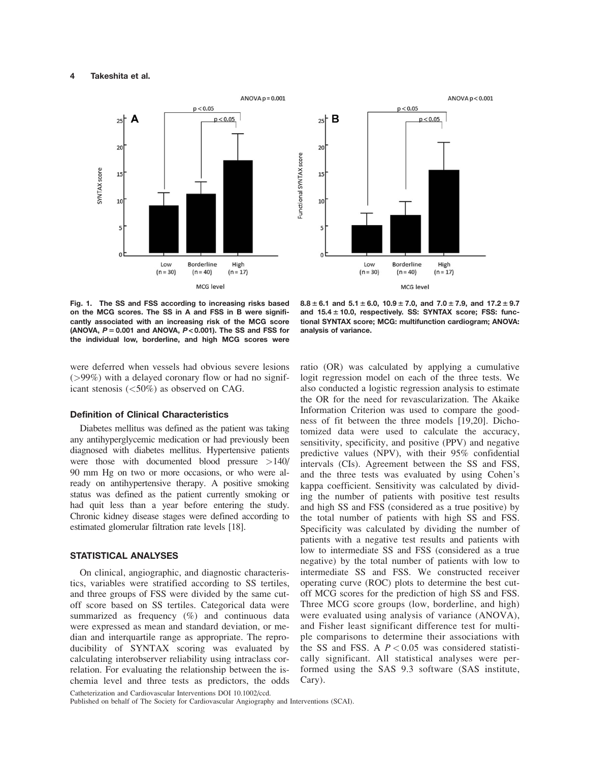ANOVA p = 0.001

p < 0.05

p < 0.05

A

SYNTAX score

25
20
15
10
5
0

Low (n = 30)
Borderline (n = 40)
High (n = 17)

MCG level

ANOVA p < 0.001

p < 0.05

p < 0.05

B

Functional SYNTAX score

25
20
15
10
5
0

Low (n = 30)
Borderline (n = 40)
High (n = 17)

MCG level

**Fig. 1. The SS and FSS according to increasing risks based on the MCG scores. The SS in A and FSS in B were significantly associated with an increasing risk of the MCG score (ANOVA, $P = 0.001$ and ANOVA, $P < 0.001$). The SS and FSS for the individual low, borderline, and high MCG scores were $8.8 \pm 6.1$ and $5.1 \pm 6.0$, $10.9 \pm 7.0$, and $7.0 \pm 7.9$, and $17.2 \pm 9.7$ and $15.4 \pm 10.0$, respectively. SS: SYNTAX score; FSS: functional SYNTAX score; MCG: multifunction cardiogram; ANOVA: analysis of variance.**

were deferred when vessels had obvious severe lesions (>99%) with a delayed coronary flow or had no significant stenosis (<50%) as observed on CAG.

### Definition of Clinical Characteristics

Diabetes mellitus was defined as the patient was taking any antihyperglycemic medication or had previously been diagnosed with diabetes mellitus. Hypertensive patients were those with documented blood pressure >140/90 mm Hg on two or more occasions, or who were already on antihypertensive therapy. A positive smoking status was defined as the patient currently smoking or had quit less than a year before entering the study. Chronic kidney disease stages were defined according to estimated glomerular filtration rate levels [18].

## STATISTICAL ANALYSES

On clinical, angiographic, and diagnostic characteristics, variables were stratified according to SS tertiles, and three groups of FSS were divided by the same cutoff score based on SS tertiles. Categorical data were summarized as frequency (%) and continuous data were expressed as mean and standard deviation, or median and interquartile range as appropriate. The reproducibility of SYNTAX scoring was evaluated by calculating interobserver reliability using intraclass correlation. For evaluating the relationship between the ischemia level and three tests as predictors, the odds ratio (OR) was calculated by applying a cumulative logit regression model on each of the three tests. We also conducted a logistic regression analysis to estimate the OR for the need for revascularization. The Akaike Information Criterion was used to compare the goodness of fit between the three models [19,20]. Dichotomized data were used to calculate the accuracy, sensitivity, specificity, and positive (PPV) and negative predictive values (NPV), with their 95% confidential intervals (CIs). Agreement between the SS and FSS, and the three tests was evaluated by using Cohen's kappa coefficient. Sensitivity was calculated by dividing the number of patients with positive test results and high SS and FSS (considered as a true positive) by the total number of patients with high SS and FSS. Specificity was calculated by dividing the number of patients with a negative test results and patients with low to intermediate SS and FSS (considered as a true negative) by the total number of patients with low to intermediate SS and FSS. We constructed receiver operating curve (ROC) plots to determine the best cutoff MCG scores for the prediction of high SS and FSS. Three MCG score groups (low, borderline, and high) were evaluated using analysis of variance (ANOVA), and Fisher least significant difference test for multiple comparisons to determine their associations with the SS and FSS. A $P < 0.05$ was considered statistically significant. All statistical analyses were performed using the SAS 9.3 software (SAS institute, Cary).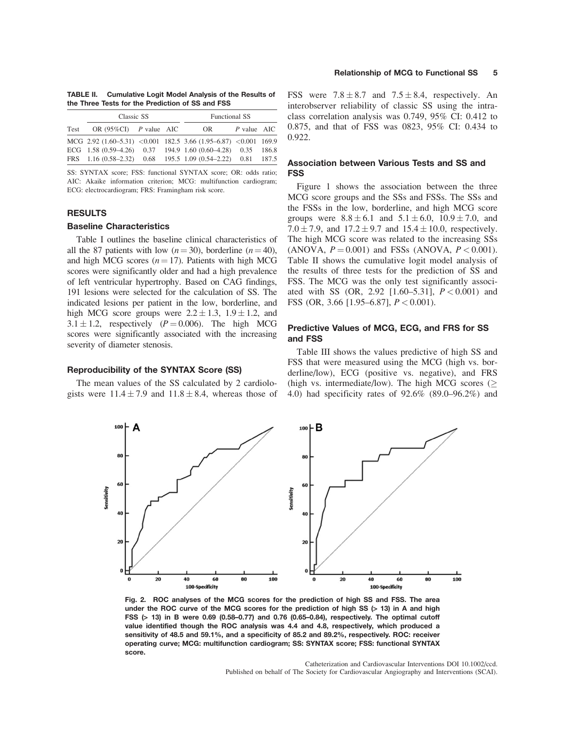**TABLE II. Cumulative Logit Model Analysis of the Results of the Three Tests for the Prediction of SS and FSS**

| Test | Classic SS | | | Functional SS | | |
|---|---|---|---|---|---|---|
| | OR (95%CI) | $P$ value | AIC | OR | $P$ value | AIC |
| MCG | 2.92 (1.60–5.31) | <0.001 | 182.5 | 3.66 (1.95–6.87) | <0.001 | 169.9 |
| ECG | 1.58 (0.59–4.26) | 0.37 | 194.9 | 1.60 (0.60–4.28) | 0.35 | 186.8 |
| FRS | 1.16 (0.58–2.32) | 0.68 | 195.5 | 1.09 (0.54–2.22) | 0.81 | 187.5 |

SS: SYNTAX score; FSS: functional SYNTAX score; OR: odds ratio; AIC: Akaike information criterion; MCG: multifunction cardiogram; ECG: electrocardiogram; FRS: Framingham risk score.

## RESULTS

### Baseline Characteristics

Table I outlines the baseline clinical characteristics of all the 87 patients with low ($n = 30$), borderline ($n = 40$), and high MCG scores ($n = 17$). Patients with high MCG scores were significantly older and had a high prevalence of left ventricular hypertrophy. Based on CAG findings, 191 lesions were selected for the calculation of SS. The indicated lesions per patient in the low, borderline, and high MCG score groups were $2.2 \pm 1.3$, $1.9 \pm 1.2$, and $3.1 \pm 1.2$, respectively ($P = 0.006$). The high MCG scores were significantly associated with the increasing severity of diameter stenosis.

### Reproducibility of the SYNTAX Score (SS)

The mean values of the SS calculated by 2 cardiologists were $11.4 \pm 7.9$ and $11.8 \pm 8.4$, whereas those of FSS were $7.8 \pm 8.7$ and $7.5 \pm 8.4$, respectively. An interobserver reliability of classic SS using the intraclass correlation analysis was 0.749, 95% CI: 0.412 to 0.875, and that of FSS was 0823, 95% CI: 0.434 to 0.922.

### Association between Various Tests and SS and FSS

Figure 1 shows the association between the three MCG score groups and the SSs and FSSs. The SSs and the FSSs in the low, borderline, and high MCG score groups were $8.8 \pm 6.1$ and $5.1 \pm 6.0$, $10.9 \pm 7.0$, and $7.0 \pm 7.9$, and $17.2 \pm 9.7$ and $15.4 \pm 10.0$, respectively. The high MCG score was related to the increasing SSs (ANOVA, $P = 0.001$) and FSSs (ANOVA, $P < 0.001$). Table II shows the cumulative logit model analysis of the results of three tests for the prediction of SS and FSS. The MCG was the only test significantly associated with SS (OR, 2.92 [1.60–5.31], $P < 0.001$) and FSS (OR, 3.66 [1.95–6.87], $P < 0.001$).

### Predictive Values of MCG, ECG, and FRS for SS and FSS

Table III shows the values predictive of high SS and FSS that were measured using the MCG (high vs. borderline/low), ECG (positive vs. negative), and FRS (high vs. intermediate/low). The high MCG scores ($\geq$ 4.0) had specificity rates of 92.6% (89.0–96.2%) and

**Fig. 2. ROC analyses of the MCG scores for the prediction of high SS and FSS. The area under the ROC curve of the MCG scores for the prediction of high SS (> 13) in A and high FSS (> 13) in B were 0.69 (0.58–0.77) and 0.76 (0.65–0.84), respectively. The optimal cutoff value identified though the ROC analysis was 4.4 and 4.8, respectively, which produced a sensitivity of 48.5 and 59.1%, and a specificity of 85.2 and 89.2%, respectively. ROC: receiver operating curve; MCG: multifunction cardiogram; SS: SYNTAX score; FSS: functional SYNTAX score.**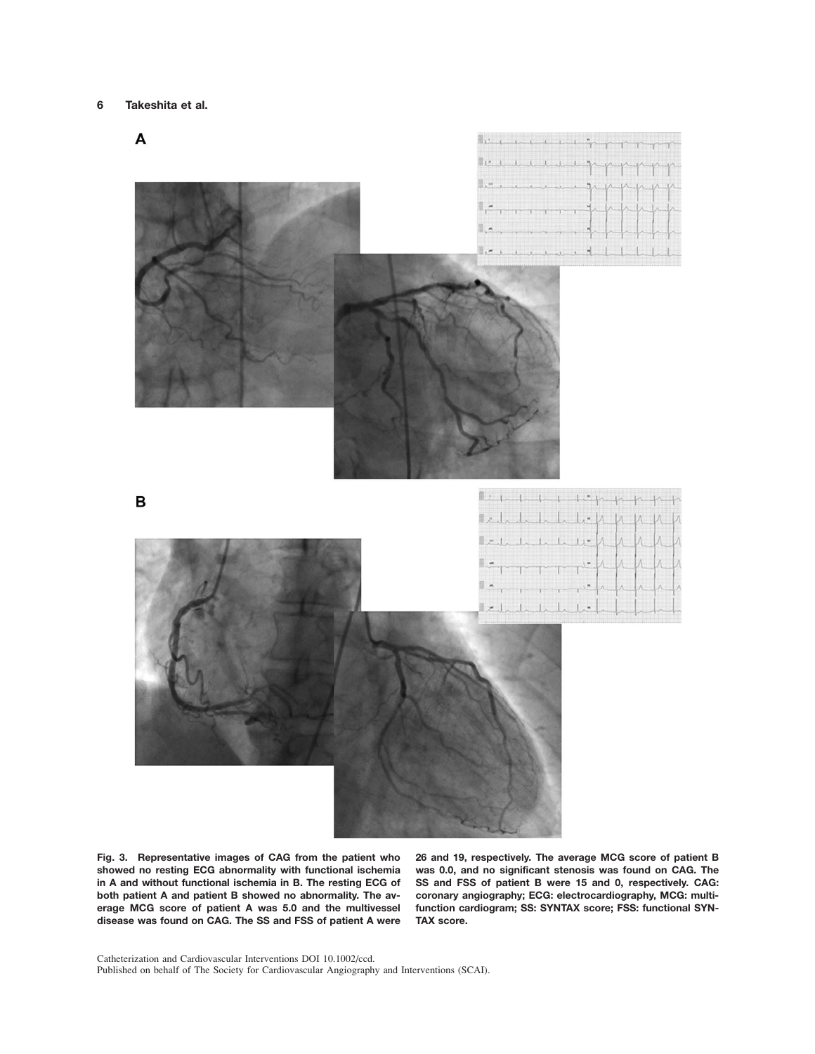**Fig. 3. Representative images of CAG from the patient who showed no resting ECG abnormality with functional ischemia in A and without functional ischemia in B. The resting ECG of both patient A and patient B showed no abnormality. The average MCG score of patient A was 5.0 and the multivessel disease was found on CAG. The SS and FSS of patient A were 26 and 19, respectively. The average MCG score of patient B was 0.0, and no significant stenosis was found on CAG. The SS and FSS of patient B were 15 and 0, respectively. CAG: coronary angiography; ECG: electrocardiography, MCG: multifunction cardiogram; SS: SYNTAX score; FSS: functional SYNTAX score.**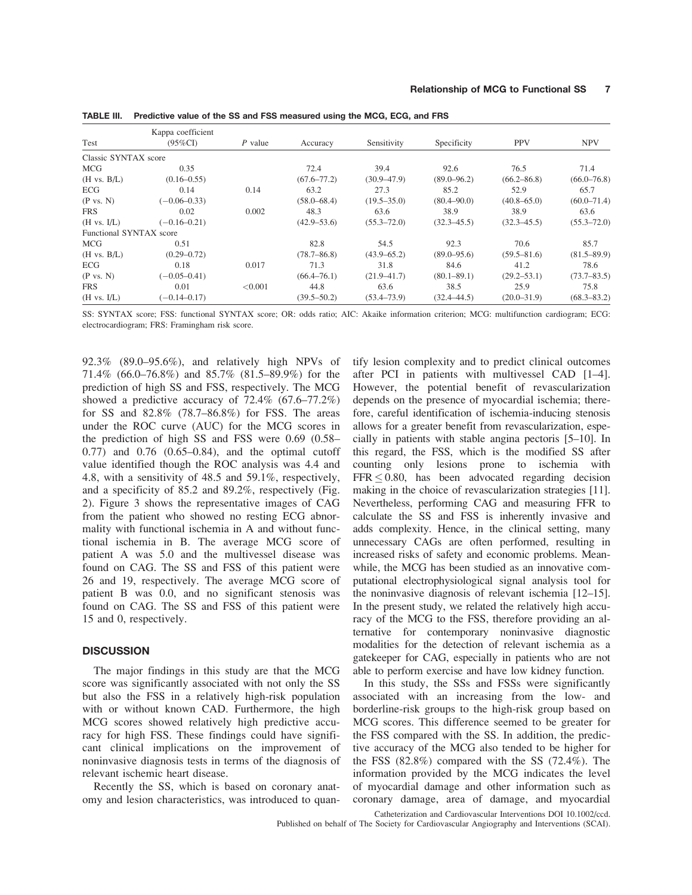TABLE III. Predictive value of the SS and FSS measured using the MCG, ECG, and FRS

| Test | Kappa coefficient (95%CI) | $P$ value | Accuracy | Sensitivity | Specificity | PPV | NPV |
|---|---|---|---|---|---|---|---|
| Classic SYNTAX score | | | | | | | |
| MCG | 0.35 | | 72.4 | 39.4 | 92.6 | 76.5 | 71.4 |
| (H vs. B/L) | (0.16–0.55) | | (67.6–77.2) | (30.9–47.9) | (89.0–96.2) | (66.2–86.8) | (66.0–76.8) |
| ECG | 0.14 | 0.14 | 63.2 | 27.3 | 85.2 | 52.9 | 65.7 |
| (P vs. N) | (−0.06–0.33) | | (58.0–68.4) | (19.5–35.0) | (80.4–90.0) | (40.8–65.0) | (60.0–71.4) |
| FRS | 0.02 | 0.002 | 48.3 | 63.6 | 38.9 | 38.9 | 63.6 |
| (H vs. I/L) | (−0.16–0.21) | | (42.9–53.6) | (55.3–72.0) | (32.3–45.5) | (32.3–45.5) | (55.3–72.0) |
| Functional SYNTAX score | | | | | | | |
| MCG | 0.51 | | 82.8 | 54.5 | 92.3 | 70.6 | 85.7 |
| (H vs. B/L) | (0.29–0.72) | | (78.7–86.8) | (43.9–65.2) | (89.0–95.6) | (59.5–81.6) | (81.5–89.9) |
| ECG | 0.18 | 0.017 | 71.3 | 31.8 | 84.6 | 41.2 | 78.6 |
| (P vs. N) | (−0.05–0.41) | | (66.4–76.1) | (21.9–41.7) | (80.1–89.1) | (29.2–53.1) | (73.7–83.5) |
| FRS | 0.01 | <0.001 | 44.8 | 63.6 | 38.5 | 25.9 | 75.8 |
| (H vs. I/L) | (−0.14–0.17) | | (39.5–50.2) | (53.4–73.9) | (32.4–44.5) | (20.0–31.9) | (68.3–83.2) |

SS: SYNTAX score; FSS: functional SYNTAX score; OR: odds ratio; AIC: Akaike information criterion; MCG: multifunction cardiogram; ECG: electrocardiogram; FRS: Framingham risk score.

92.3% (89.0–95.6%), and relatively high NPVs of 71.4% (66.0–76.8%) and 85.7% (81.5–89.9%) for the prediction of high SS and FSS, respectively. The MCG showed a predictive accuracy of 72.4% (67.6–77.2%) for SS and 82.8% (78.7–86.8%) for FSS. The areas under the ROC curve (AUC) for the MCG scores in the prediction of high SS and FSS were 0.69 (0.58–0.77) and 0.76 (0.65–0.84), and the optimal cutoff value identified though the ROC analysis was 4.4 and 4.8, with a sensitivity of 48.5 and 59.1%, respectively, and a specificity of 85.2 and 89.2%, respectively (Fig. 2). Figure 3 shows the representative images of CAG from the patient who showed no resting ECG abnormality with functional ischemia in A and without functional ischemia in B. The average MCG score of patient A was 5.0 and the multivessel disease was found on CAG. The SS and FSS of this patient were 26 and 19, respectively. The average MCG score of patient B was 0.0, and no significant stenosis was found on CAG. The SS and FSS of this patient were 15 and 0, respectively.

## DISCUSSION

The major findings in this study are that the MCG score was significantly associated with not only the SS but also the FSS in a relatively high-risk population with or without known CAD. Furthermore, the high MCG scores showed relatively high predictive accuracy for high FSS. These findings could have significant clinical implications on the improvement of noninvasive diagnosis tests in terms of the diagnosis of relevant ischemic heart disease.

Recently the SS, which is based on coronary anatomy and lesion characteristics, was introduced to quantify lesion complexity and to predict clinical outcomes after PCI in patients with multivessel CAD [1–4]. However, the potential benefit of revascularization depends on the presence of myocardial ischemia; therefore, careful identification of ischemia-inducing stenosis allows for a greater benefit from revascularization, especially in patients with stable angina pectoris [5–10]. In this regard, the FSS, which is the modified SS after counting only lesions prone to ischemia with FFR $\leq$ 0.80, has been advocated regarding decision making in the choice of revascularization strategies [11]. Nevertheless, performing CAG and measuring FFR to calculate the SS and FSS is inherently invasive and adds complexity. Hence, in the clinical setting, many unnecessary CAGs are often performed, resulting in increased risks of safety and economic problems. Meanwhile, the MCG has been studied as an innovative computational electrophysiological signal analysis tool for the noninvasive diagnosis of relevant ischemia [12–15]. In the present study, we related the relatively high accuracy of the MCG to the FSS, therefore providing an alternative for contemporary noninvasive diagnostic modalities for the detection of relevant ischemia as a gatekeeper for CAG, especially in patients who are not able to perform exercise and have low kidney function.

In this study, the SSs and FSSs were significantly associated with an increasing from the low- and borderline-risk groups to the high-risk group based on MCG scores. This difference seemed to be greater for the FSS compared with the SS. In addition, the predictive accuracy of the MCG also tended to be higher for the FSS (82.8%) compared with the SS (72.4%). The information provided by the MCG indicates the level of myocardial damage and other information such as coronary damage, area of damage, and myocardial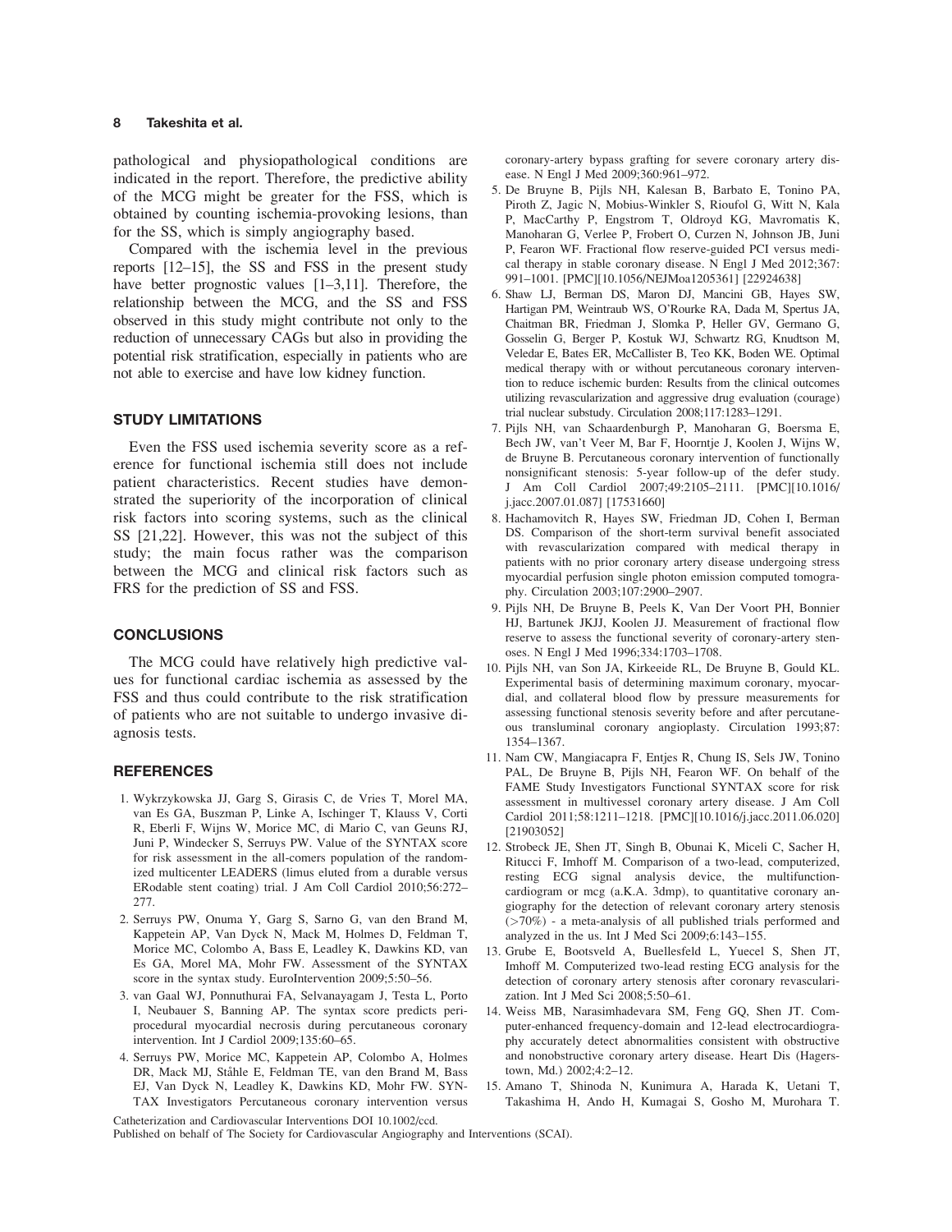pathological and physiopathological conditions are indicated in the report. Therefore, the predictive ability of the MCG might be greater for the FSS, which is obtained by counting ischemia-provoking lesions, than for the SS, which is simply angiography based.

Compared with the ischemia level in the previous reports [12–15], the SS and FSS in the present study have better prognostic values [1–3,11]. Therefore, the relationship between the MCG, and the SS and FSS observed in this study might contribute not only to the reduction of unnecessary CAGs but also in providing the potential risk stratification, especially in patients who are not able to exercise and have low kidney function.

## STUDY LIMITATIONS

Even the FSS used ischemia severity score as a reference for functional ischemia still does not include patient characteristics. Recent studies have demonstrated the superiority of the incorporation of clinical risk factors into scoring systems, such as the clinical SS [21,22]. However, this was not the subject of this study; the main focus rather was the comparison between the MCG and clinical risk factors such as FRS for the prediction of SS and FSS.

## CONCLUSIONS

The MCG could have relatively high predictive values for functional cardiac ischemia as assessed by the FSS and thus could contribute to the risk stratification of patients who are not suitable to undergo invasive diagnosis tests.

## REFERENCES

1. Wykrzykowska JJ, Garg S, Girasis C, de Vries T, Morel MA, van Es GA, Buszman P, Linke A, Ischinger T, Klauss V, Corti R, Eberli F, Wijns W, Morice MC, di Mario C, van Geuns RJ, Juni P, Windecker S, Serruys PW. Value of the SYNTAX score for risk assessment in the all-comers population of the randomized multicenter LEADERS (limus eluted from a durable versus ERodable stent coating) trial. J Am Coll Cardiol 2010;56:272–277.
2. Serruys PW, Onuma Y, Garg S, Sarno G, van den Brand M, Kappetein AP, Van Dyck N, Mack M, Holmes D, Feldman T, Morice MC, Colombo A, Bass E, Leadley K, Dawkins KD, van Es GA, Morel MA, Mohr FW. Assessment of the SYNTAX score in the syntax study. EuroIntervention 2009;5:50–56.
3. van Gaal WJ, Ponnuthurai FA, Selvanayagam J, Testa L, Porto I, Neubauer S, Banning AP. The syntax score predicts periprocedural myocardial necrosis during percutaneous coronary intervention. Int J Cardiol 2009;135:60–65.
4. Serruys PW, Morice MC, Kappetein AP, Colombo A, Holmes DR, Mack MJ, Ståhle E, Feldman TE, van den Brand M, Bass EJ, Van Dyck N, Leadley K, Dawkins KD, Mohr FW. SYNTAX Investigators Percutaneous coronary intervention versus coronary-artery bypass grafting for severe coronary artery disease. N Engl J Med 2009;360:961–972.
5. De Bruyne B, Pijls NH, Kalesan B, Barbato E, Tonino PA, Piroth Z, Jagic N, Mobius-Winkler S, Rioufol G, Witt N, Kala P, MacCarthy P, Engstrom T, Oldroyd KG, Mavromatis K, Manoharan G, Verlee P, Frobert O, Curzen N, Johnson JB, Juni P, Fearon WF. Fractional flow reserve-guided PCI versus medical therapy in stable coronary disease. N Engl J Med 2012;367:991–1001. [PMC][10.1056/NEJMoa1205361] [22924638]
6. Shaw LJ, Berman DS, Maron DJ, Mancini GB, Hayes SW, Hartigan PM, Weintraub WS, O'Rourke RA, Dada M, Spertus JA, Chaitman BR, Friedman J, Slomka P, Heller GV, Germano G, Gosselin G, Berger P, Kostuk WJ, Schwartz RG, Knudtson M, Veledar E, Bates ER, McCallister B, Teo KK, Boden WE. Optimal medical therapy with or without percutaneous coronary intervention to reduce ischemic burden: Results from the clinical outcomes utilizing revascularization and aggressive drug evaluation (courage) trial nuclear substudy. Circulation 2008;117:1283–1291.
7. Pijls NH, van Schaardenburgh P, Manoharan G, Boersma E, Bech JW, van't Veer M, Bar F, Hoorntje J, Koolen J, Wijns W, de Bruyne B. Percutaneous coronary intervention of functionally nonsignificant stenosis: 5-year follow-up of the defer study. J Am Coll Cardiol 2007;49:2105–2111. [PMC][10.1016/j.jacc.2007.01.087] [17531660]
8. Hachamovitch R, Hayes SW, Friedman JD, Cohen I, Berman DS. Comparison of the short-term survival benefit associated with revascularization compared with medical therapy in patients with no prior coronary artery disease undergoing stress myocardial perfusion single photon emission computed tomography. Circulation 2003;107:2900–2907.
9. Pijls NH, De Bruyne B, Peels K, Van Der Voort PH, Bonnier HJ, Bartunek JKJJ, Koolen JJ. Measurement of fractional flow reserve to assess the functional severity of coronary-artery stenoses. N Engl J Med 1996;334:1703–1708.
10. Pijls NH, van Son JA, Kirkeeide RL, De Bruyne B, Gould KL. Experimental basis of determining maximum coronary, myocardial, and collateral blood flow by pressure measurements for assessing functional stenosis severity before and after percutaneous transluminal coronary angioplasty. Circulation 1993;87:1354–1367.
11. Nam CW, Mangiacapra F, Entjes R, Chung IS, Sels JW, Tonino PAL, De Bruyne B, Pijls NH, Fearon WF. On behalf of the FAME Study Investigators Functional SYNTAX score for risk assessment in multivessel coronary artery disease. J Am Coll Cardiol 2011;58:1211–1218. [PMC][10.1016/j.jacc.2011.06.020] [21903052]
12. Strobeck JE, Shen JT, Singh B, Obunai K, Miceli C, Sacher H, Ritucci F, Imhoff M. Comparison of a two-lead, computerized, resting ECG signal analysis device, the multifunction-cardiogram or mcg (a.K.A. 3dmp), to quantitative coronary angiography for the detection of relevant coronary artery stenosis (>70%) - a meta-analysis of all published trials performed and analyzed in the us. Int J Med Sci 2009;6:143–155.
13. Grube E, Bootsveld A, Buellesfeld L, Yuecel S, Shen JT, Imhoff M. Computerized two-lead resting ECG analysis for the detection of coronary artery stenosis after coronary revascularization. Int J Med Sci 2008;5:50–61.
14. Weiss MB, Narasimhadevara SM, Feng GQ, Shen JT. Computer-enhanced frequency-domain and 12-lead electrocardiography accurately detect abnormalities consistent with obstructive and nonobstructive coronary artery disease. Heart Dis (Hagerstown, Md.) 2002;4:2–12.
15. Amano T, Shinoda N, Kunimura A, Harada K, Uetani T, Takashima H, Ando H, Kumagai S, Gosho M, Murohara T.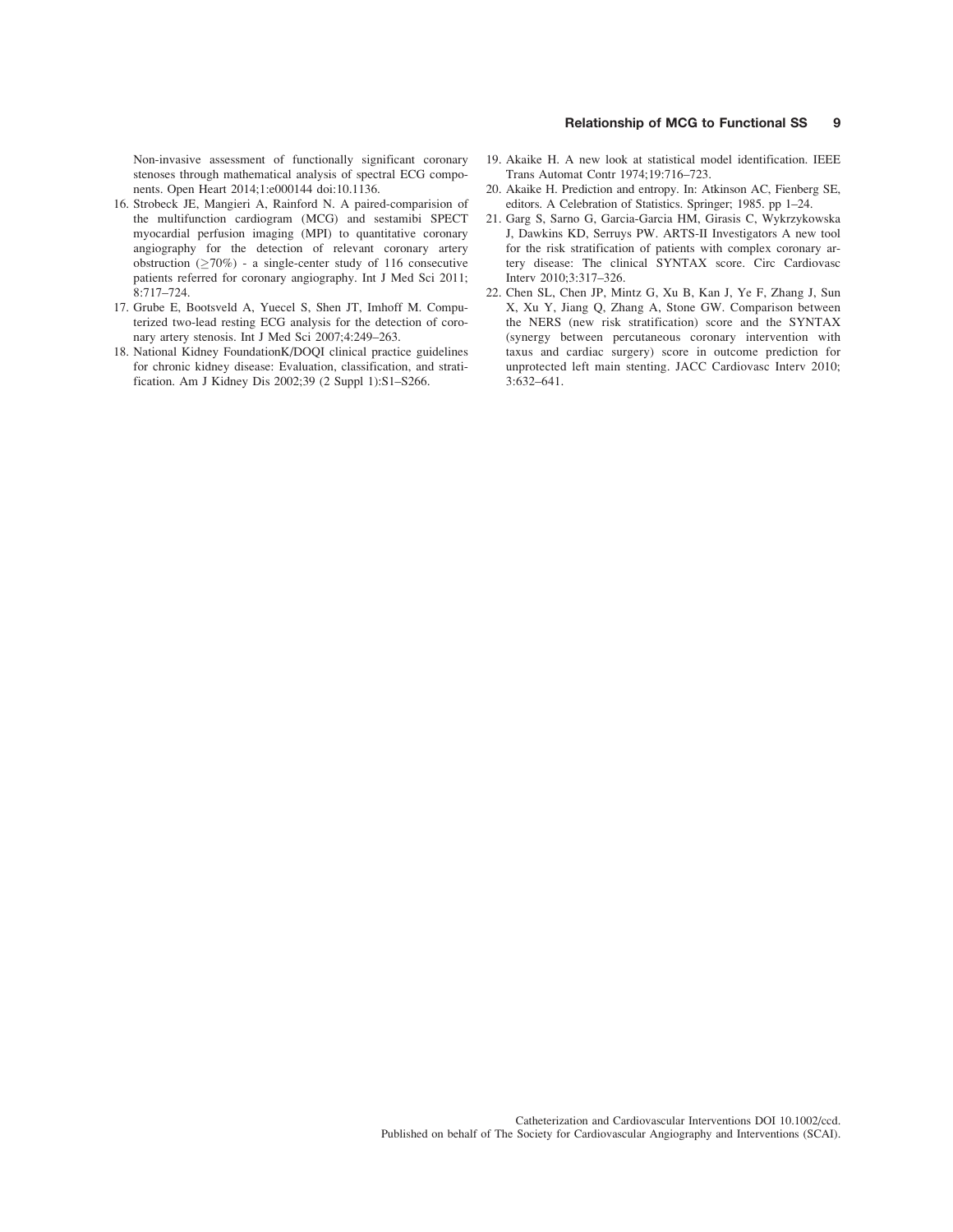Non-invasive assessment of functionally significant coronary stenoses through mathematical analysis of spectral ECG components. Open Heart 2014;1:e000144 doi:10.1136.

16. Strobeck JE, Mangieri A, Rainford N. A paired-comparision of the multifunction cardiogram (MCG) and sestamibi SPECT myocardial perfusion imaging (MPI) to quantitative coronary angiography for the detection of relevant coronary artery obstruction (≥70%) - a single-center study of 116 consecutive patients referred for coronary angiography. Int J Med Sci 2011; 8:717–724.
17. Grube E, Bootsveld A, Yuecel S, Shen JT, Imhoff M. Computerized two-lead resting ECG analysis for the detection of coronary artery stenosis. Int J Med Sci 2007;4:249–263.
18. National Kidney FoundationK/DOQI clinical practice guidelines for chronic kidney disease: Evaluation, classification, and stratification. Am J Kidney Dis 2002;39 (2 Suppl 1):S1–S266.
19. Akaike H. A new look at statistical model identification. IEEE Trans Automat Contr 1974;19:716–723.
20. Akaike H. Prediction and entropy. In: Atkinson AC, Fienberg SE, editors. A Celebration of Statistics. Springer; 1985. pp 1–24.
21. Garg S, Sarno G, Garcia-Garcia HM, Girasis C, Wykrzykowska J, Dawkins KD, Serruys PW. ARTS-II Investigators A new tool for the risk stratification of patients with complex coronary artery disease: The clinical SYNTAX score. Circ Cardiovasc Interv 2010;3:317–326.
22. Chen SL, Chen JP, Mintz G, Xu B, Kan J, Ye F, Zhang J, Sun X, Xu Y, Jiang Q, Zhang A, Stone GW. Comparison between the NERS (new risk stratification) score and the SYNTAX (synergy between percutaneous coronary intervention with taxus and cardiac surgery) score in outcome prediction for unprotected left main stenting. JACC Cardiovasc Interv 2010; 3:632–641.